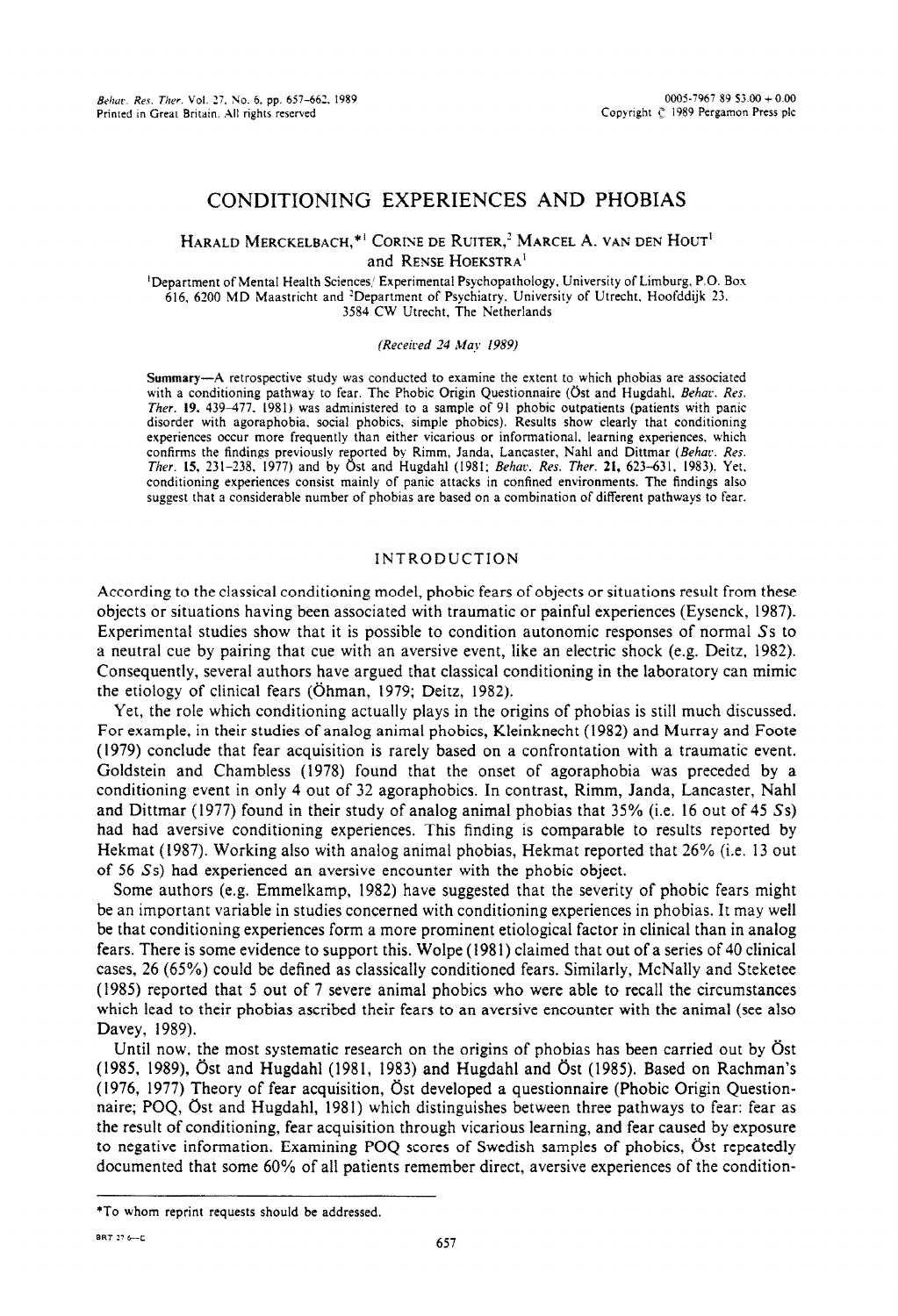# CONDITIONING EXPERIENCES AND PHOBIAS

HARALD MERCKELBACH,*[1] CORINE DE RUITER,[2] MARCEL A. VAN DEN HOUT[1] and RENSE HOEKSTRA[1]

[1]Department of Mental Health Sciences/ Experimental Psychopathology, University of Limburg, P.O. Box 616, 6200 MD Maastricht and [2]Department of Psychiatry, University of Utrecht, Hoofddijk 23, 3584 CW Utrecht, The Netherlands

*(Received 24 May 1989)*

**Summary**—A retrospective study was conducted to examine the extent to which phobias are associated with a conditioning pathway to fear. The Phobic Origin Questionnaire (Öst and Hugdahl, *Behav. Res. Ther.* **19**, 439–477, 1981) was administered to a sample of 91 phobic outpatients (patients with panic disorder with agoraphobia, social phobics, simple phobics). Results show clearly that conditioning experiences occur more frequently than either vicarious or informational, learning experiences, which confirms the findings previously reported by Rimm, Janda, Lancaster, Nahl and Dittmar (*Behav. Res. Ther.* **15**, 231–238, 1977) and by Öst and Hugdahl (1981; *Behav. Res. Ther.* **21**, 623–631, 1983). Yet, conditioning experiences consist mainly of panic attacks in confined environments. The findings also suggest that a considerable number of phobias are based on a combination of different pathways to fear.

## INTRODUCTION

According to the classical conditioning model, phobic fears of objects or situations result from these objects or situations having been associated with traumatic or painful experiences (Eysenck, 1987). Experimental studies show that it is possible to condition autonomic responses of normal *S*s to a neutral cue by pairing that cue with an aversive event, like an electric shock (e.g. Deitz, 1982). Consequently, several authors have argued that classical conditioning in the laboratory can mimic the etiology of clinical fears (Öhman, 1979; Deitz, 1982).

Yet, the role which conditioning actually plays in the origins of phobias is still much discussed. For example, in their studies of analog animal phobics, Kleinknecht (1982) and Murray and Foote (1979) conclude that fear acquisition is rarely based on a confrontation with a traumatic event. Goldstein and Chambless (1978) found that the onset of agoraphobia was preceded by a conditioning event in only 4 out of 32 agoraphobics. In contrast, Rimm, Janda, Lancaster, Nahl and Dittmar (1977) found in their study of analog animal phobias that 35% (i.e. 16 out of 45 *S*s) had had aversive conditioning experiences. This finding is comparable to results reported by Hekmat (1987). Working also with analog animal phobias, Hekmat reported that 26% (i.e. 13 out of 56 *S*s) had experienced an aversive encounter with the phobic object.

Some authors (e.g. Emmelkamp, 1982) have suggested that the severity of phobic fears might be an important variable in studies concerned with conditioning experiences in phobias. It may well be that conditioning experiences form a more prominent etiological factor in clinical than in analog fears. There is some evidence to support this. Wolpe (1981) claimed that out of a series of 40 clinical cases, 26 (65%) could be defined as classically conditioned fears. Similarly, McNally and Steketee (1985) reported that 5 out of 7 severe animal phobics who were able to recall the circumstances which lead to their phobias ascribed their fears to an aversive encounter with the animal (see also Davey, 1989).

Until now, the most systematic research on the origins of phobias has been carried out by Öst (1985, 1989), Öst and Hugdahl (1981, 1983) and Hugdahl and Öst (1985). Based on Rachman's (1976, 1977) Theory of fear acquisition, Öst developed a questionnaire (Phobic Origin Questionnaire; POQ, Öst and Hugdahl, 1981) which distinguishes between three pathways to fear: fear as the result of conditioning, fear acquisition through vicarious learning, and fear caused by exposure to negative information. Examining POQ scores of Swedish samples of phobics, Öst repeatedly documented that some 60% of all patients remember direct, aversive experiences of the condition-

*To whom reprint requests should be addressed.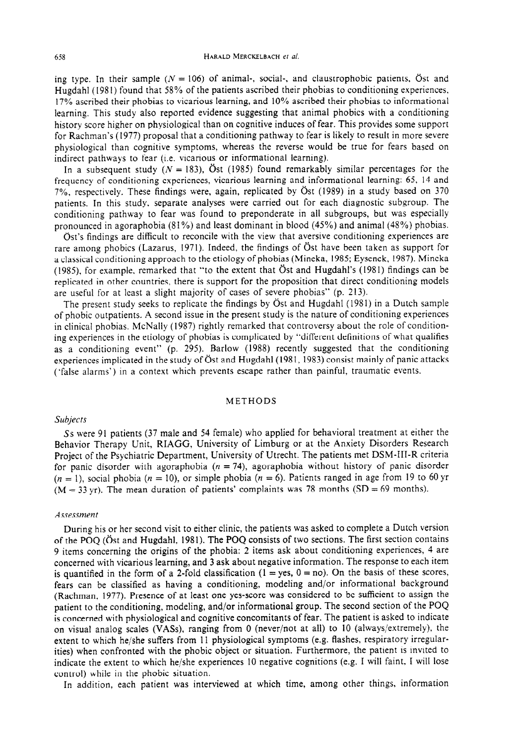ing type. In their sample ($N = 106$) of animal-, social-, and claustrophobic patients, Öst and Hugdahl (1981) found that 58% of the patients ascribed their phobias to conditioning experiences, 17% ascribed their phobias to vicarious learning, and 10% ascribed their phobias to informational learning. This study also reported evidence suggesting that animal phobics with a conditioning history score higher on physiological than on cognitive induces of fear. This provides some support for Rachman's (1977) proposal that a conditioning pathway to fear is likely to result in more severe physiological than cognitive symptoms, whereas the reverse would be true for fears based on indirect pathways to fear (i.e. vicarious or informational learning).

In a subsequent study ($N = 183$), Öst (1985) found remarkably similar percentages for the frequency of conditioning experiences, vicarious learning and informational learning: 65, 14 and 7%, respectively. These findings were, again, replicated by Öst (1989) in a study based on 370 patients. In this study, separate analyses were carried out for each diagnostic subgroup. The conditioning pathway to fear was found to preponderate in all subgroups, but was especially pronounced in agoraphobia (81%) and least dominant in blood (45%) and animal (48%) phobias.

Öst's findings are difficult to reconcile with the view that aversive conditioning experiences are rare among phobics (Lazarus, 1971). Indeed, the findings of Öst have been taken as support for a classical conditioning approach to the etiology of phobias (Mineka, 1985; Eysenck, 1987). Mineka (1985), for example, remarked that "to the extent that Öst and Hugdahl's (1981) findings can be replicated in other countries, there is support for the proposition that direct conditioning models are useful for at least a slight majority of cases of severe phobias" (p. 213).

The present study seeks to replicate the findings by Öst and Hugdahl (1981) in a Dutch sample of phobic outpatients. A second issue in the present study is the nature of conditioning experiences in clinical phobias. McNally (1987) rightly remarked that controversy about the role of conditioning experiences in the etiology of phobias is complicated by "different definitions of what qualifies as a conditioning event" (p. 295). Barlow (1988) recently suggested that the conditioning experiences implicated in the study of Öst and Hugdahl (1981, 1983) consist mainly of panic attacks ('false alarms') in a context which prevents escape rather than painful, traumatic events.

## METHODS

### *Subjects*

*S*s were 91 patients (37 male and 54 female) who applied for behavioral treatment at either the Behavior Therapy Unit, RIAGG, University of Limburg or at the Anxiety Disorders Research Project of the Psychiatric Department, University of Utrecht. The patients met DSM-III-R criteria for panic disorder with agoraphobia ($n = 74$), agoraphobia without history of panic disorder ($n = 1$), social phobia ($n = 10$), or simple phobia ($n = 6$). Patients ranged in age from 19 to 60 yr ($M = 33$ yr). The mean duration of patients' complaints was 78 months ($SD = 69$ months).

### *Assessment*

During his or her second visit to either clinic, the patients was asked to complete a Dutch version of the POQ (Öst and Hugdahl, 1981). The POQ consists of two sections. The first section contains 9 items concerning the origins of the phobia: 2 items ask about conditioning experiences, 4 are concerned with vicarious learning, and 3 ask about negative information. The response to each item is quantified in the form of a 2-fold classification (1 = yes, 0 = no). On the basis of these scores, fears can be classified as having a conditioning, modeling and/or informational background (Rachman, 1977). Presence of at least one yes-score was considered to be sufficient to assign the patient to the conditioning, modeling, and/or informational group. The second section of the POQ is concerned with physiological and cognitive concomitants of fear. The patient is asked to indicate on visual analog scales (VASs), ranging from 0 (never/not at all) to 10 (always/extremely), the extent to which he/she suffers from 11 physiological symptoms (e.g. flashes, respiratory irregularities) when confronted with the phobic object or situation. Furthermore, the patient is invited to indicate the extent to which he/she experiences 10 negative cognitions (e.g. I will faint, I will lose control) while in the phobic situation.

In addition, each patient was interviewed at which time, among other things, information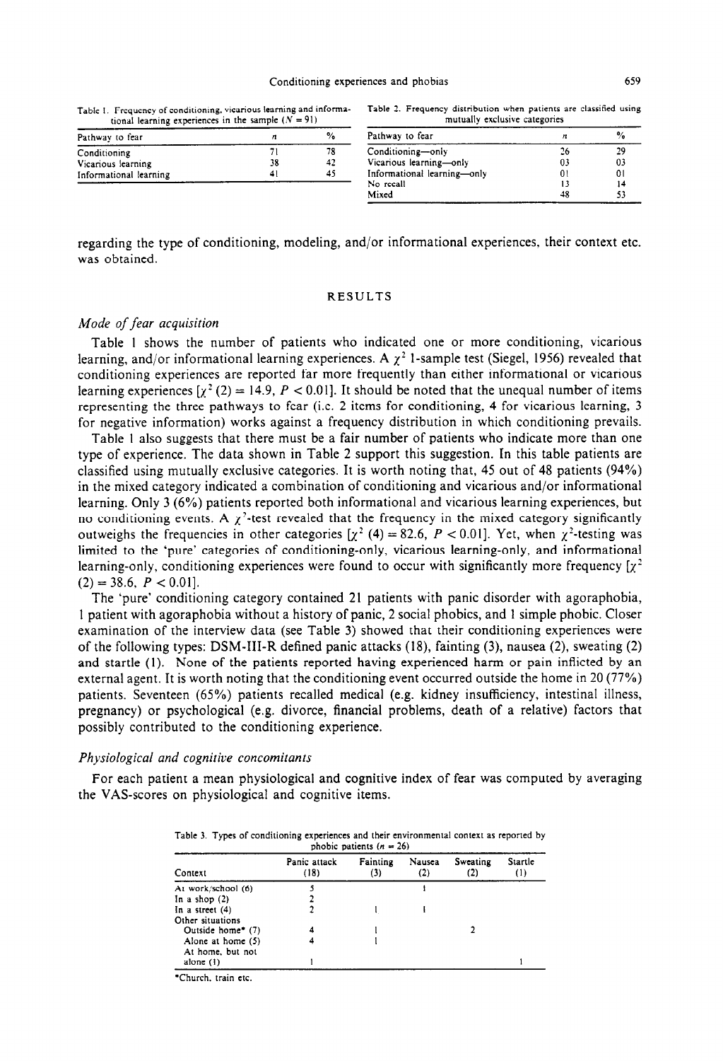Table 1. Frequency of conditioning, vicarious learning and informational learning experiences in the sample ($N = 91$)

| Pathway to fear | $n$ | % |
|---|---|---|
| Conditioning | 71 | 78 |
| Vicarious learning | 38 | 42 |
| Informational learning | 41 | 45 |

Table 2. Frequency distribution when patients are classified using mutually exclusive categories

| Pathway to fear | $n$ | % |
|---|---|---|
| Conditioning—only | 26 | 29 |
| Vicarious learning—only | 03 | 03 |
| Informational learning—only | 01 | 01 |
| No recall | 13 | 14 |
| Mixed | 48 | 53 |

regarding the type of conditioning, modeling, and/or informational experiences, their context etc. was obtained.

## RESULTS

### *Mode of fear acquisition*

Table 1 shows the number of patients who indicated one or more conditioning, vicarious learning, and/or informational learning experiences. A $\chi^2$ 1-sample test (Siegel, 1956) revealed that conditioning experiences are reported far more frequently than either informational or vicarious learning experiences [$\chi^2$ (2) = 14.9, $P < 0.01$]. It should be noted that the unequal number of items representing the three pathways to fear (i.e. 2 items for conditioning, 4 for vicarious learning, 3 for negative information) works against a frequency distribution in which conditioning prevails.

Table 1 also suggests that there must be a fair number of patients who indicate more than one type of experience. The data shown in Table 2 support this suggestion. In this table patients are classified using mutually exclusive categories. It is worth noting that, 45 out of 48 patients (94%) in the mixed category indicated a combination of conditioning and vicarious and/or informational learning. Only 3 (6%) patients reported both informational and vicarious learning experiences, but no conditioning events. A $\chi^2$-test revealed that the frequency in the mixed category significantly outweighs the frequencies in other categories [$\chi^2$ (4) = 82.6, $P < 0.01$]. Yet, when $\chi^2$-testing was limited to the 'pure' categories of conditioning-only, vicarious learning-only, and informational learning-only, conditioning experiences were found to occur with significantly more frequency [$\chi^2$ (2) = 38.6, $P < 0.01$].

The 'pure' conditioning category contained 21 patients with panic disorder with agoraphobia, 1 patient with agoraphobia without a history of panic, 2 social phobics, and 1 simple phobic. Closer examination of the interview data (see Table 3) showed that their conditioning experiences were of the following types: DSM-III-R defined panic attacks (18), fainting (3), nausea (2), sweating (2) and startle (1). None of the patients reported having experienced harm or pain inflicted by an external agent. It is worth noting that the conditioning event occurred outside the home in 20 (77%) patients. Seventeen (65%) patients recalled medical (e.g. kidney insufficiency, intestinal illness, pregnancy) or psychological (e.g. divorce, financial problems, death of a relative) factors that possibly contributed to the conditioning experience.

### *Physiological and cognitive concomitants*

For each patient a mean physiological and cognitive index of fear was computed by averaging the VAS-scores on physiological and cognitive items.

Table 3. Types of conditioning experiences and their environmental context as reported by phobic patients ($n = 26$)

| Context | Panic attack (18) | Fainting (3) | Nausea (2) | Sweating (2) | Startle (1) |
|---|---|---|---|---|---|
| At work/school (6) | 5 | | 1 | | |
| In a shop (2) | 2 | | | | |
| In a street (4) | 2 | 1 | 1 | | |
| Other situations | | | | | |
| Outside home* (7) | 4 | 1 | | 2 | |
| Alone at home (5) | 4 | 1 | | | |
| At home, but not alone (1) | 1 | | | | 1 |

*Church, train etc.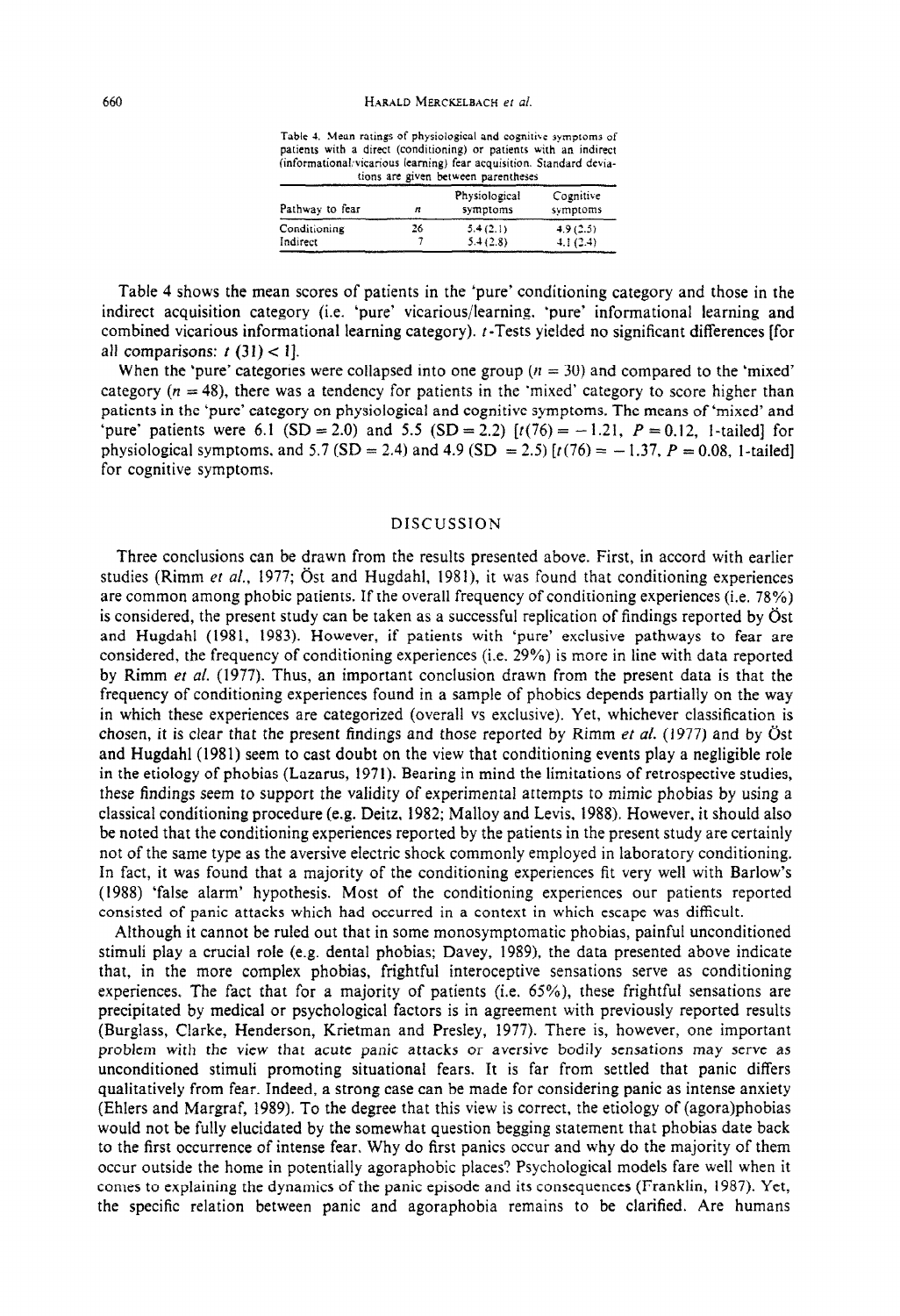Table 4. Mean ratings of physiological and cognitive symptoms of patients with a direct (conditioning) or patients with an indirect (informational/vicarious learning) fear acquisition. Standard deviations are given between parentheses

| Pathway to fear | $n$ | Physiological symptoms | Cognitive symptoms |
|---|---|---|---|
| Conditioning | 26 | 5.4 (2.1) | 4.9 (2.5) |
| Indirect | 7 | 5.4 (2.8) | 4.1 (2.4) |

Table 4 shows the mean scores of patients in the 'pure' conditioning category and those in the indirect acquisition category (i.e. 'pure' vicarious/learning, 'pure' informational learning and combined vicarious informational learning category). $t$-Tests yielded no significant differences [for all comparisons: $t$ (31) < 1].

When the 'pure' categories were collapsed into one group ($n$ = 30) and compared to the 'mixed' category ($n$ = 48), there was a tendency for patients in the 'mixed' category to score higher than patients in the 'pure' category on physiological and cognitive symptoms. The means of 'mixed' and 'pure' patients were 6.1 (SD = 2.0) and 5.5 (SD = 2.2) [$t(76) = -1.21$, $P = 0.12$, 1-tailed] for physiological symptoms, and 5.7 (SD = 2.4) and 4.9 (SD = 2.5) [$t(76) = -1.37$, $P = 0.08$, 1-tailed] for cognitive symptoms.

## DISCUSSION

Three conclusions can be drawn from the results presented above. First, in accord with earlier studies (Rimm *et al.*, 1977; Öst and Hugdahl, 1981), it was found that conditioning experiences are common among phobic patients. If the overall frequency of conditioning experiences (i.e. 78%) is considered, the present study can be taken as a successful replication of findings reported by Öst and Hugdahl (1981, 1983). However, if patients with 'pure' exclusive pathways to fear are considered, the frequency of conditioning experiences (i.e. 29%) is more in line with data reported by Rimm *et al.* (1977). Thus, an important conclusion drawn from the present data is that the frequency of conditioning experiences found in a sample of phobics depends partially on the way in which these experiences are categorized (overall vs exclusive). Yet, whichever classification is chosen, it is clear that the present findings and those reported by Rimm *et al.* (1977) and by Öst and Hugdahl (1981) seem to cast doubt on the view that conditioning events play a negligible role in the etiology of phobias (Lazarus, 1971). Bearing in mind the limitations of retrospective studies, these findings seem to support the validity of experimental attempts to mimic phobias by using a classical conditioning procedure (e.g. Deitz, 1982; Malloy and Levis, 1988). However, it should also be noted that the conditioning experiences reported by the patients in the present study are certainly not of the same type as the aversive electric shock commonly employed in laboratory conditioning. In fact, it was found that a majority of the conditioning experiences fit very well with Barlow's (1988) 'false alarm' hypothesis. Most of the conditioning experiences our patients reported consisted of panic attacks which had occurred in a context in which escape was difficult.

Although it cannot be ruled out that in some monosymptomatic phobias, painful unconditioned stimuli play a crucial role (e.g. dental phobias; Davey, 1989), the data presented above indicate that, in the more complex phobias, frightful interoceptive sensations serve as conditioning experiences. The fact that for a majority of patients (i.e. 65%), these frightful sensations are precipitated by medical or psychological factors is in agreement with previously reported results (Burglass, Clarke, Henderson, Krietman and Presley, 1977). There is, however, one important problem with the view that acute panic attacks or aversive bodily sensations may serve as unconditioned stimuli promoting situational fears. It is far from settled that panic differs qualitatively from fear. Indeed, a strong case can be made for considering panic as intense anxiety (Ehlers and Margraf, 1989). To the degree that this view is correct, the etiology of (agora)phobias would not be fully elucidated by the somewhat question begging statement that phobias date back to the first occurrence of intense fear. Why do first panics occur and why do the majority of them occur outside the home in potentially agoraphobic places? Psychological models fare well when it comes to explaining the dynamics of the panic episode and its consequences (Franklin, 1987). Yet, the specific relation between panic and agoraphobia remains to be clarified. Are humans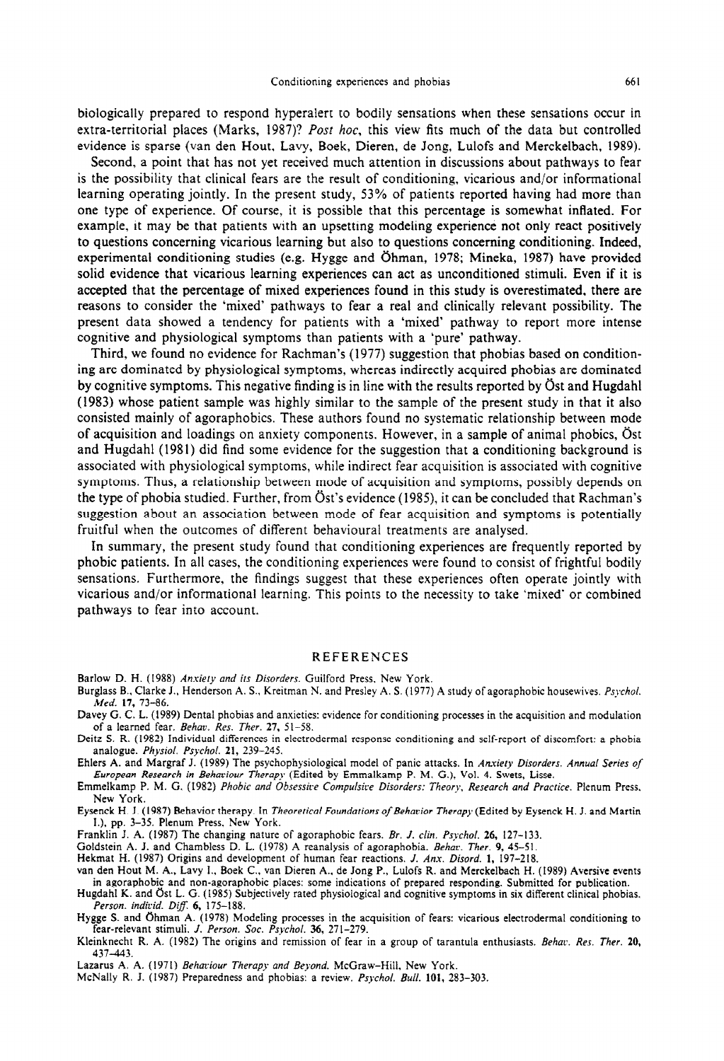biologically prepared to respond hyperalert to bodily sensations when these sensations occur in extra-territorial places (Marks, 1987)? *Post hoc*, this view fits much of the data but controlled evidence is sparse (van den Hout, Lavy, Boek, Dieren, de Jong, Lulofs and Merckelbach, 1989).

Second, a point that has not yet received much attention in discussions about pathways to fear is the possibility that clinical fears are the result of conditioning, vicarious and/or informational learning operating jointly. In the present study, 53% of patients reported having had more than one type of experience. Of course, it is possible that this percentage is somewhat inflated. For example, it may be that patients with an upsetting modeling experience not only react positively to questions concerning vicarious learning but also to questions concerning conditioning. Indeed, experimental conditioning studies (e.g. Hygge and Öhman, 1978; Mineka, 1987) have provided solid evidence that vicarious learning experiences can act as unconditioned stimuli. Even if it is accepted that the percentage of mixed experiences found in this study is overestimated, there are reasons to consider the 'mixed' pathways to fear a real and clinically relevant possibility. The present data showed a tendency for patients with a 'mixed' pathway to report more intense cognitive and physiological symptoms than patients with a 'pure' pathway.

Third, we found no evidence for Rachman's (1977) suggestion that phobias based on conditioning are dominated by physiological symptoms, whereas indirectly acquired phobias are dominated by cognitive symptoms. This negative finding is in line with the results reported by Öst and Hugdahl (1983) whose patient sample was highly similar to the sample of the present study in that it also consisted mainly of agoraphobics. These authors found no systematic relationship between mode of acquisition and loadings on anxiety components. However, in a sample of animal phobics, Öst and Hugdahl (1981) did find some evidence for the suggestion that a conditioning background is associated with physiological symptoms, while indirect fear acquisition is associated with cognitive symptoms. Thus, a relationship between mode of acquisition and symptoms, possibly depends on the type of phobia studied. Further, from Öst's evidence (1985), it can be concluded that Rachman's suggestion about an association between mode of fear acquisition and symptoms is potentially fruitful when the outcomes of different behavioural treatments are analysed.

In summary, the present study found that conditioning experiences are frequently reported by phobic patients. In all cases, the conditioning experiences were found to consist of frightful bodily sensations. Furthermore, the findings suggest that these experiences often operate jointly with vicarious and/or informational learning. This points to the necessity to take 'mixed' or combined pathways to fear into account.

## REFERENCES

Barlow D. H. (1988) *Anxiety and its Disorders*. Guilford Press, New York.

Burglass B., Clarke J., Henderson A. S., Kreitman N. and Presley A. S. (1977) A study of agoraphobic housewives. *Psychol. Med.* **17**, 73–86.

Davey G. C. L. (1989) Dental phobias and anxieties: evidence for conditioning processes in the acquisition and modulation of a learned fear. *Behav. Res. Ther.* **27**, 51–58.

Deitz S. R. (1982) Individual differences in electrodermal response conditioning and self-report of discomfort: a phobia analogue. *Physiol. Psychol.* **21**, 239–245.

Ehlers A. and Margraf J. (1989) The psychophysiological model of panic attacks. In *Anxiety Disorders. Annual Series of European Research in Behaviour Therapy* (Edited by Emmalkamp P. M. G.), Vol. 4. Swets, Lisse.

Emmelkamp P. M. G. (1982) *Phobic and Obsessive Compulsive Disorders: Theory, Research and Practice*. Plenum Press, New York.

Eysenck H. J. (1987) Behavior therapy. In *Theoretical Foundations of Behavior Therapy* (Edited by Eysenck H. J. and Martin I.), pp. 3–35. Plenum Press, New York.

Franklin J. A. (1987) The changing nature of agoraphobic fears. *Br. J. clin. Psychol.* **26**, 127–133.

Goldstein A. J. and Chambless D. L. (1978) A reanalysis of agoraphobia. *Behav. Ther.* **9**, 45–51.

Hekmat H. (1987) Origins and development of human fear reactions. *J. Anx. Disord.* **1**, 197–218.

van den Hout M. A., Lavy I., Boek C., van Dieren A., de Jong P., Lulofs R. and Merckelbach H. (1989) Aversive events in agoraphobic and non-agoraphobic places: some indications of prepared responding. Submitted for publication.

Hugdahl K. and Öst L. G. (1985) Subjectively rated physiological and cognitive symptoms in six different clinical phobias. *Person. individ. Diff.* **6**, 175–188.

Hygge S. and Öhman A. (1978) Modeling processes in the acquisition of fears: vicarious electrodermal conditioning to fear-relevant stimuli. *J. Person. Soc. Psychol.* **36**, 271–279.

Kleinknecht R. A. (1982) The origins and remission of fear in a group of tarantula enthusiasts. *Behav. Res. Ther.* **20**, 437–443.

Lazarus A. A. (1971) *Behaviour Therapy and Beyond*. McGraw-Hill, New York.

McNally R. J. (1987) Preparedness and phobias: a review. *Psychol. Bull.* **101**, 283–303.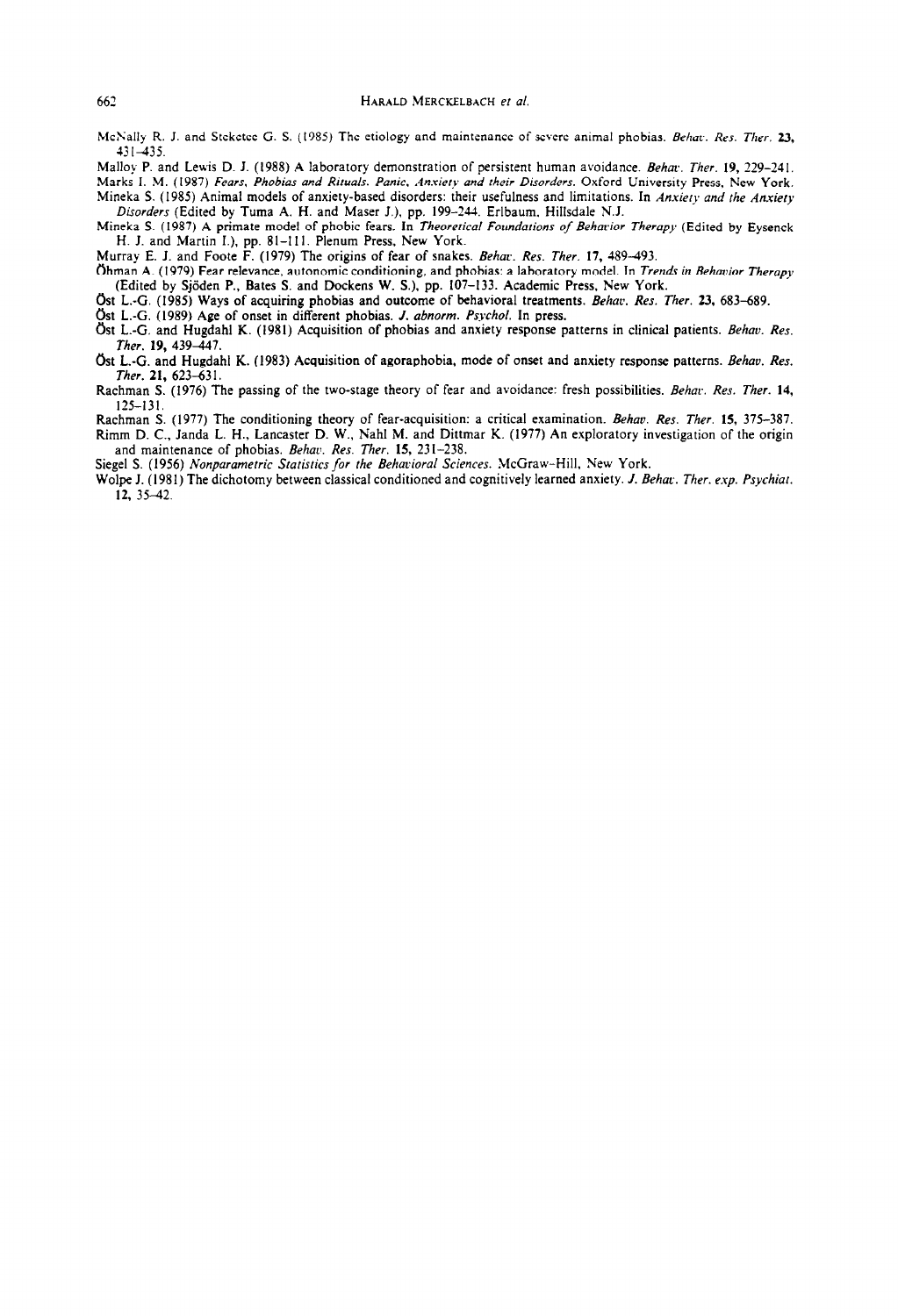McNally R. J. and Steketee G. S. (1985) The etiology and maintenance of severe animal phobias. *Behav. Res. Ther.* **23,** 431–435.

Malloy P. and Lewis D. J. (1988) A laboratory demonstration of persistent human avoidance. *Behav. Ther.* **19,** 229–241.

Marks I. M. (1987) *Fears, Phobias and Rituals. Panic, Anxiety and their Disorders.* Oxford University Press, New York.

Mineka S. (1985) Animal models of anxiety-based disorders: their usefulness and limitations. In *Anxiety and the Anxiety Disorders* (Edited by Tuma A. H. and Maser J.), pp. 199–244. Erlbaum, Hillsdale N.J.

Mineka S. (1987) A primate model of phobic fears. In *Theoretical Foundations of Behavior Therapy* (Edited by Eysenck H. J. and Martin I.), pp. 81–111. Plenum Press, New York.

Murray E. J. and Foote F. (1979) The origins of fear of snakes. *Behav. Res. Ther.* **17,** 489–493.

Öhman A. (1979) Fear relevance, autonomic conditioning, and phobias: a laboratory model. In *Trends in Behavior Therapy* (Edited by Sjöden P., Bates S. and Dockens W. S.), pp. 107–133. Academic Press, New York.

Öst L.-G. (1985) Ways of acquiring phobias and outcome of behavioral treatments. *Behav. Res. Ther.* **23,** 683–689.

Öst L.-G. (1989) Age of onset in different phobias. *J. abnorm. Psychol.* In press.

Öst L.-G. and Hugdahl K. (1981) Acquisition of phobias and anxiety response patterns in clinical patients. *Behav. Res. Ther.* **19,** 439–447.

Öst L.-G. and Hugdahl K. (1983) Acquisition of agoraphobia, mode of onset and anxiety response patterns. *Behav. Res. Ther.* **21,** 623–631.

Rachman S. (1976) The passing of the two-stage theory of fear and avoidance: fresh possibilities. *Behav. Res. Ther.* **14,** 125–131.

Rachman S. (1977) The conditioning theory of fear-acquisition: a critical examination. *Behav. Res. Ther.* **15,** 375–387.

Rimm D. C., Janda L. H., Lancaster D. W., Nahl M. and Dittmar K. (1977) An exploratory investigation of the origin and maintenance of phobias. *Behav. Res. Ther.* **15,** 231–238.

Siegel S. (1956) *Nonparametric Statistics for the Behavioral Sciences.* McGraw-Hill, New York.

Wolpe J. (1981) The dichotomy between classical conditioned and cognitively learned anxiety. *J. Behav. Ther. exp. Psychiat.* **12,** 35–42.